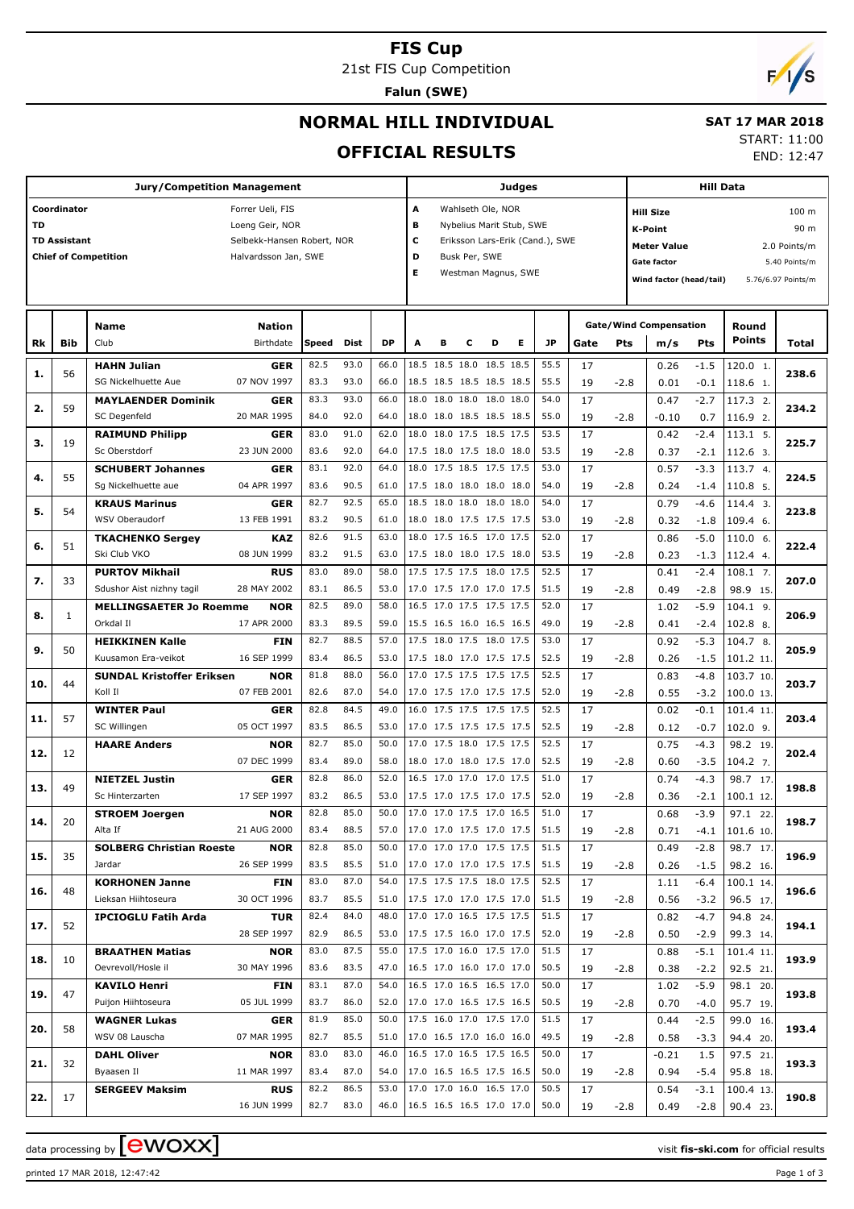# FIS Cup

21st FIS Cup Competition

**Falun (SWE)**

## NORMAL HILL INDIVIDUAL

## OFFICIAL RESULTS

**SAT 17 MAR 2018**

START: 11:00

END: 12:47

| Jury/Competition Management | | Judges | | Hill Data | |
|---|---|---|---|---|---|
| Coordinator | Forrer Ueli, FIS | A | Wahlseth Ole, NOR | Hill Size | 100 m |
| TD | Loeng Geir, NOR | B | Nybelius Marit Stub, SWE | K-Point | 90 m |
| TD Assistant | Selbekk-Hansen Robert, NOR | C | Eriksson Lars-Erik (Cand.), SWE | Meter Value | 2.0 Points/m |
| Chief of Competition | Halvardsson Jan, SWE | D | Busk Per, SWE | Gate factor | 5.40 Points/m |
| | | E | Westman Magnus, SWE | Wind factor (head/tail) | 5.76/6.97 Points/m |

| Rk | Bib | Name / Club | Nation / Birthdate | Speed | Dist | DP | A | B | C | D | E | JP | Gate | Pts | m/s | Pts | Round Points | Total |
|---|---|---|---|---|---|---|---|---|---|---|---|---|---|---|---|---|---|---|
| 1. | 56 | **HAHN Julian** | **GER** | 82.5 | 93.0 | 66.0 | 18.5 | 18.5 | 18.0 | 18.5 | 18.5 | 55.5 | 17 | | 0.26 | -1.5 | 120.0 1. | 238.6 |
| | | SG Nickelhuette Aue | 07 NOV 1997 | 83.3 | 93.0 | 66.0 | 18.5 | 18.5 | 18.5 | 18.5 | 18.5 | 55.5 | 19 | -2.8 | 0.01 | -0.1 | 118.6 1. | |
| 2. | 59 | **MAYLAENDER Dominik** | **GER** | 83.3 | 93.0 | 66.0 | 18.0 | 18.0 | 18.0 | 18.0 | 18.0 | 54.0 | 17 | | 0.47 | -2.7 | 117.3 2. | 234.2 |
| | | SC Degenfeld | 20 MAR 1995 | 84.0 | 92.0 | 64.0 | 18.0 | 18.0 | 18.5 | 18.5 | 18.5 | 55.0 | 19 | -2.8 | -0.10 | 0.7 | 116.9 2. | |
| 3. | 19 | **RAIMUND Philipp** | **GER** | 83.0 | 91.0 | 62.0 | 18.0 | 18.0 | 17.5 | 18.5 | 17.5 | 53.5 | 17 | | 0.42 | -2.4 | 113.1 5. | 225.7 |
| | | Sc Oberstdorf | 23 JUN 2000 | 83.6 | 92.0 | 64.0 | 17.5 | 18.0 | 17.5 | 18.0 | 18.0 | 53.5 | 19 | -2.8 | 0.37 | -2.1 | 112.6 3. | |
| 4. | 55 | **SCHUBERT Johannes** | **GER** | 83.1 | 92.0 | 64.0 | 18.0 | 17.5 | 18.5 | 17.5 | 17.5 | 53.0 | 17 | | 0.57 | -3.3 | 113.7 4. | 224.5 |
| | | Sg Nickelhuette aue | 04 APR 1997 | 83.6 | 90.5 | 61.0 | 17.5 | 18.0 | 18.0 | 18.0 | 18.0 | 54.0 | 19 | -2.8 | 0.24 | -1.4 | 110.8 5. | |
| 5. | 54 | **KRAUS Marinus** | **GER** | 82.7 | 92.5 | 65.0 | 18.5 | 18.0 | 18.0 | 18.0 | 18.0 | 54.0 | 17 | | 0.79 | -4.6 | 114.4 3. | 223.8 |
| | | WSV Oberaudorf | 13 FEB 1991 | 83.2 | 90.5 | 61.0 | 18.0 | 18.0 | 17.5 | 17.5 | 17.5 | 53.0 | 19 | -2.8 | 0.32 | -1.8 | 109.4 6. | |
| 6. | 51 | **TKACHENKO Sergey** | **KAZ** | 82.6 | 91.5 | 63.0 | 18.0 | 17.5 | 16.5 | 17.0 | 17.5 | 52.0 | 17 | | 0.86 | -5.0 | 110.0 6. | 222.4 |
| | | Ski Club VKO | 08 JUN 1999 | 83.2 | 91.5 | 63.0 | 17.5 | 18.0 | 18.0 | 17.5 | 18.0 | 53.5 | 19 | -2.8 | 0.23 | -1.3 | 112.4 4. | |
| 7. | 33 | **PURTOV Mikhail** | **RUS** | 83.0 | 89.0 | 58.0 | 17.5 | 17.5 | 17.5 | 18.0 | 17.5 | 52.5 | 17 | | 0.41 | -2.4 | 108.1 7. | 207.0 |
| | | Sdushor Aist nizhny tagil | 28 MAY 2002 | 83.1 | 86.5 | 53.0 | 17.0 | 17.5 | 17.0 | 17.0 | 17.5 | 51.5 | 19 | -2.8 | 0.49 | -2.8 | 98.9 15. | |
| 8. | 1 | **MELLINGSAETER Jo Roemme** | **NOR** | 82.5 | 89.0 | 58.0 | 16.5 | 17.0 | 17.5 | 17.5 | 17.5 | 52.0 | 17 | | 1.02 | -5.9 | 104.1 9. | 206.9 |
| | | Orkdal Il | 17 APR 2000 | 83.3 | 89.5 | 59.0 | 15.5 | 16.5 | 16.0 | 16.5 | 16.5 | 49.0 | 19 | -2.8 | 0.41 | -2.4 | 102.8 8. | |
| 9. | 50 | **HEIKKINEN Kalle** | **FIN** | 82.7 | 88.5 | 57.0 | 17.5 | 18.0 | 17.5 | 18.0 | 17.5 | 53.0 | 17 | | 0.92 | -5.3 | 104.7 8. | 205.9 |
| | | Kuusamon Era-veikot | 16 SEP 1999 | 83.4 | 86.5 | 53.0 | 17.5 | 18.0 | 17.5 | 17.5 | 17.5 | 52.5 | 19 | -2.8 | 0.26 | -1.5 | 101.2 11. | |
| 10. | 44 | **SUNDAL Kristoffer Eriksen** | **NOR** | 81.8 | 88.0 | 56.0 | 17.0 | 17.5 | 17.5 | 17.5 | 17.5 | 52.5 | 17 | | 0.83 | -4.8 | 103.7 10. | 203.7 |
| | | Koll Il | 07 FEB 2001 | 82.6 | 87.0 | 54.0 | 17.0 | 17.5 | 17.0 | 17.5 | 17.5 | 52.0 | 19 | -2.8 | 0.55 | -3.2 | 100.0 13. | |
| 11. | 57 | **WINTER Paul** | **GER** | 82.8 | 84.5 | 49.0 | 16.0 | 17.5 | 17.5 | 17.5 | 17.5 | 52.5 | 17 | | 0.02 | -0.1 | 101.4 11. | 203.4 |
| | | SC Willingen | 05 OCT 1997 | 83.5 | 86.5 | 53.0 | 17.0 | 17.5 | 17.5 | 17.5 | 17.5 | 52.5 | 19 | -2.8 | 0.12 | -0.7 | 102.0 9. | |
| 12. | 12 | **HAARE Anders** | **NOR** | 82.7 | 85.0 | 50.0 | 17.0 | 17.5 | 18.0 | 17.5 | 17.5 | 52.5 | 17 | | 0.75 | -4.3 | 98.2 19. | 202.4 |
| | | | 07 DEC 1999 | 83.4 | 89.0 | 58.0 | 18.0 | 17.0 | 18.0 | 17.5 | 17.0 | 52.5 | 19 | -2.8 | 0.60 | -3.5 | 104.2 7. | |
| 13. | 49 | **NIETZEL Justin** | **GER** | 82.8 | 86.0 | 52.0 | 16.5 | 17.0 | 17.0 | 17.0 | 17.5 | 51.0 | 17 | | 0.74 | -4.3 | 98.7 17. | 198.8 |
| | | Sc Hinterzarten | 17 SEP 1997 | 83.2 | 86.5 | 53.0 | 17.5 | 17.0 | 17.5 | 17.0 | 17.5 | 52.0 | 19 | -2.8 | 0.36 | -2.1 | 100.1 12. | |
| 14. | 20 | **STROEM Joergen** | **NOR** | 82.8 | 85.0 | 50.0 | 17.0 | 17.0 | 17.5 | 17.0 | 16.5 | 51.0 | 17 | | 0.68 | -3.9 | 97.1 22. | 198.7 |
| | | Alta If | 21 AUG 2000 | 83.4 | 88.5 | 57.0 | 17.0 | 17.0 | 17.5 | 17.0 | 17.5 | 51.5 | 19 | -2.8 | 0.71 | -4.1 | 101.6 10. | |
| 15. | 35 | **SOLBERG Christian Roeste** | **NOR** | 82.8 | 85.0 | 50.0 | 17.0 | 17.0 | 17.0 | 17.5 | 17.5 | 51.5 | 17 | | 0.49 | -2.8 | 98.7 17. | 196.9 |
| | | Jardar | 26 SEP 1999 | 83.5 | 85.5 | 51.0 | 17.0 | 17.0 | 17.0 | 17.5 | 17.5 | 51.5 | 19 | -2.8 | 0.26 | -1.5 | 98.2 16. | |
| 16. | 48 | **KORHONEN Janne** | **FIN** | 83.0 | 87.0 | 54.0 | 17.5 | 17.5 | 17.5 | 18.0 | 17.5 | 52.5 | 17 | | 1.11 | -6.4 | 100.1 14. | 196.6 |
| | | Lieksan Hiihtoseura | 30 OCT 1996 | 83.7 | 85.5 | 51.0 | 17.5 | 17.0 | 17.0 | 17.5 | 17.0 | 51.5 | 19 | -2.8 | 0.56 | -3.2 | 96.5 17. | |
| 17. | 52 | **IPCIOGLU Fatih Arda** | **TUR** | 82.4 | 84.0 | 48.0 | 17.0 | 17.0 | 16.5 | 17.5 | 17.5 | 51.5 | 17 | | 0.82 | -4.7 | 94.8 24. | 194.1 |
| | | | 28 SEP 1997 | 82.9 | 86.5 | 53.0 | 17.5 | 17.5 | 16.0 | 17.0 | 17.5 | 52.0 | 19 | -2.8 | 0.50 | -2.9 | 99.3 14. | |
| 18. | 10 | **BRAATHEN Matias** | **NOR** | 83.0 | 87.5 | 55.0 | 17.5 | 17.0 | 16.0 | 17.5 | 17.0 | 51.5 | 17 | | 0.88 | -5.1 | 101.4 11. | 193.9 |
| | | Oevrevoll/Hosle il | 30 MAY 1996 | 83.6 | 83.5 | 47.0 | 16.5 | 17.0 | 16.0 | 17.0 | 17.0 | 50.5 | 19 | -2.8 | 0.38 | -2.2 | 92.5 21. | |
| 19. | 47 | **KAVILO Henri** | **FIN** | 83.1 | 87.0 | 54.0 | 16.5 | 17.0 | 16.5 | 16.5 | 17.0 | 50.0 | 17 | | 1.02 | -5.9 | 98.1 20. | 193.8 |
| | | Puijon Hiihtoseura | 05 JUL 1999 | 83.7 | 86.0 | 52.0 | 17.0 | 17.0 | 16.5 | 17.5 | 16.5 | 50.5 | 19 | -2.8 | 0.70 | -4.0 | 95.7 19. | |
| 20. | 58 | **WAGNER Lukas** | **GER** | 81.9 | 85.0 | 50.0 | 17.5 | 16.0 | 17.0 | 17.5 | 17.0 | 51.5 | 17 | | 0.44 | -2.5 | 99.0 16. | 193.4 |
| | | WSV 08 Lauscha | 07 MAR 1995 | 82.7 | 85.5 | 51.0 | 17.0 | 16.5 | 17.0 | 16.0 | 16.0 | 49.5 | 19 | -2.8 | 0.58 | -3.3 | 94.4 20. | |
| 21. | 32 | **DAHL Oliver** | **NOR** | 83.0 | 83.0 | 46.0 | 16.5 | 17.0 | 16.5 | 17.5 | 16.5 | 50.0 | 17 | | -0.21 | 1.5 | 97.5 21. | 193.3 |
| | | Byaasen Il | 11 MAR 1997 | 83.4 | 87.0 | 54.0 | 17.0 | 16.5 | 16.5 | 17.5 | 16.5 | 50.0 | 19 | -2.8 | 0.94 | -5.4 | 95.8 18. | |
| 22. | 17 | **SERGEEV Maksim** | **RUS** | 82.2 | 86.5 | 53.0 | 17.0 | 17.0 | 16.0 | 16.5 | 17.0 | 50.5 | 17 | | 0.54 | -3.1 | 100.4 13. | 190.8 |
| | | | 16 JUN 1999 | 82.7 | 83.0 | 46.0 | 16.5 | 16.5 | 16.5 | 17.0 | 17.0 | 50.0 | 19 | -2.8 | 0.49 | -2.8 | 90.4 23. | |

data processing by EWOXX — visit fis-ski.com for official results

printed 17 MAR 2018, 12:47:42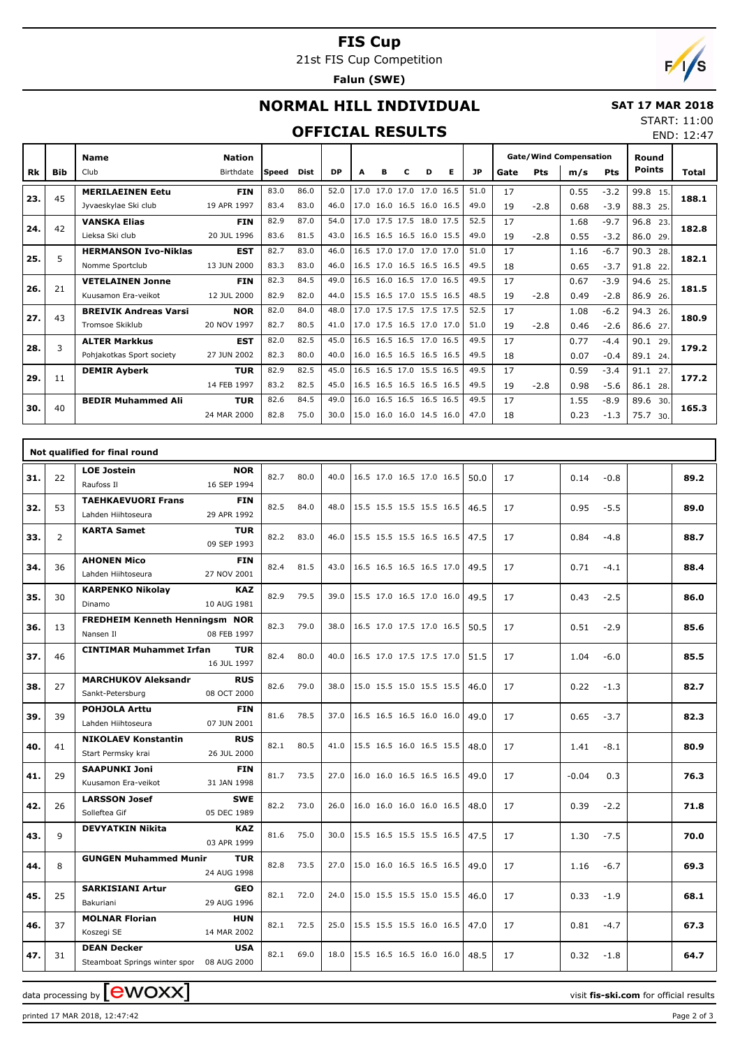# FIS Cup

21st FIS Cup Competition

**Falun (SWE)**

## NORMAL HILL INDIVIDUAL

**SAT 17 MAR 2018**

START: 11:00

END: 12:47

## OFFICIAL RESULTS

| Rk | Bib | Name / Club | Nation / Birthdate | Speed | Dist | DP | A | B | C | D | E | JP | Gate | Pts | m/s | Pts | Round Points | Total |
|---|---|---|---|---|---|---|---|---|---|---|---|---|---|---|---|---|---|---|
| 23. | 45 | MERILAEINEN Eetu | FIN | 83.0 | 86.0 | 52.0 | 17.0 | 17.0 | 17.0 | 17.0 | 16.5 | 51.0 | 17 | | 0.55 | -3.2 | 99.8 15. | 188.1 |
| | | Jyvaeskylae Ski club | 19 APR 1997 | 83.4 | 83.0 | 46.0 | 17.0 | 16.0 | 16.5 | 16.0 | 16.5 | 49.0 | 19 | -2.8 | 0.68 | -3.9 | 88.3 25. | |
| 24. | 42 | VANSKA Elias | FIN | 82.9 | 87.0 | 54.0 | 17.0 | 17.5 | 17.5 | 18.0 | 17.5 | 52.5 | 17 | | 1.68 | -9.7 | 96.8 23. | 182.8 |
| | | Lieksa Ski club | 20 JUL 1996 | 83.6 | 81.5 | 43.0 | 16.5 | 16.5 | 16.5 | 16.0 | 15.5 | 49.0 | 19 | -2.8 | 0.55 | -3.2 | 86.0 29. | |
| 25. | 5 | HERMANSON Ivo-Niklas | EST | 82.7 | 83.0 | 46.0 | 16.5 | 17.0 | 17.0 | 17.0 | 17.0 | 51.0 | 17 | | 1.16 | -6.7 | 90.3 28. | 182.1 |
| | | Nomme Sportclub | 13 JUN 2000 | 83.3 | 83.0 | 46.0 | 16.5 | 17.0 | 16.5 | 16.5 | 16.5 | 49.5 | 18 | | 0.65 | -3.7 | 91.8 22. | |
| 26. | 21 | VETELAINEN Jonne | FIN | 82.3 | 84.5 | 49.0 | 16.5 | 16.0 | 16.5 | 17.0 | 16.5 | 49.5 | 17 | | 0.67 | -3.9 | 94.6 25. | 181.5 |
| | | Kuusamon Era-veikot | 12 JUL 2000 | 82.9 | 82.0 | 44.0 | 15.5 | 16.5 | 17.0 | 15.5 | 16.5 | 48.5 | 19 | -2.8 | 0.49 | -2.8 | 86.9 26. | |
| 27. | 43 | BREIVIK Andreas Varsi | NOR | 82.0 | 84.0 | 48.0 | 17.0 | 17.5 | 17.5 | 17.5 | 17.5 | 52.5 | 17 | | 1.08 | -6.2 | 94.3 26. | 180.9 |
| | | Tromsoe Skiklub | 20 NOV 1997 | 82.7 | 80.5 | 41.0 | 17.0 | 17.5 | 16.5 | 17.0 | 17.0 | 51.0 | 19 | -2.8 | 0.46 | -2.6 | 86.6 27. | |
| 28. | 3 | ALTER Markkus | EST | 82.0 | 82.5 | 45.0 | 16.5 | 16.5 | 16.5 | 17.0 | 16.5 | 49.5 | 17 | | 0.77 | -4.4 | 90.1 29. | 179.2 |
| | | Pohjakotkas Sport society | 27 JUN 2002 | 82.3 | 80.0 | 40.0 | 16.0 | 16.5 | 16.5 | 16.5 | 16.5 | 49.5 | 18 | | 0.07 | -0.4 | 89.1 24. | |
| 29. | 11 | DEMIR Ayberk | TUR | 82.9 | 82.5 | 45.0 | 16.5 | 16.5 | 17.0 | 15.5 | 16.5 | 49.5 | 17 | | 0.59 | -3.4 | 91.1 27. | 177.2 |
| | | | 14 FEB 1997 | 83.2 | 82.5 | 45.0 | 16.5 | 16.5 | 16.5 | 16.5 | 16.5 | 49.5 | 19 | -2.8 | 0.98 | -5.6 | 86.1 28. | |
| 30. | 40 | BEDIR Muhammed Ali | TUR | 82.6 | 84.5 | 49.0 | 16.0 | 16.5 | 16.5 | 16.5 | 16.5 | 49.5 | 17 | | 1.55 | -8.9 | 89.6 30. | 165.3 |
| | | | 24 MAR 2000 | 82.8 | 75.0 | 30.0 | 15.0 | 16.0 | 16.0 | 14.5 | 16.0 | 47.0 | 18 | | 0.23 | -1.3 | 75.7 30. | |

### Not qualified for final round

| Rk | Bib | Name / Club | Nation / Birthdate | Speed | Dist | DP | A | B | C | D | E | JP | Gate | Pts | m/s | Pts | Round Points | Total |
|---|---|---|---|---|---|---|---|---|---|---|---|---|---|---|---|---|---|---|
| 31. | 22 | LOE Jostein / Raufoss Il | NOR / 16 SEP 1994 | 82.7 | 80.0 | 40.0 | 16.5 | 17.0 | 16.5 | 17.0 | 16.5 | 50.0 | 17 | | 0.14 | -0.8 | | 89.2 |
| 32. | 53 | TAEHKAEVUORI Frans / Lahden Hiihtoseura | FIN / 29 APR 1992 | 82.5 | 84.0 | 48.0 | 15.5 | 15.5 | 15.5 | 15.5 | 16.5 | 46.5 | 17 | | 0.95 | -5.5 | | 89.0 |
| 33. | 2 | KARTA Samet | TUR / 09 SEP 1993 | 82.2 | 83.0 | 46.0 | 15.5 | 15.5 | 15.5 | 16.5 | 16.5 | 47.5 | 17 | | 0.84 | -4.8 | | 88.7 |
| 34. | 36 | AHONEN Mico / Lahden Hiihtoseura | FIN / 27 NOV 2001 | 82.4 | 81.5 | 43.0 | 16.5 | 16.5 | 16.5 | 16.5 | 17.0 | 49.5 | 17 | | 0.71 | -4.1 | | 88.4 |
| 35. | 30 | KARPENKO Nikolay / Dinamo | KAZ / 10 AUG 1981 | 82.9 | 79.5 | 39.0 | 15.5 | 17.0 | 16.5 | 17.0 | 16.0 | 49.5 | 17 | | 0.43 | -2.5 | | 86.0 |
| 36. | 13 | FREDHEIM Kenneth Henningsm / Nansen Il | NOR / 08 FEB 1997 | 82.3 | 79.0 | 38.0 | 16.5 | 17.0 | 17.5 | 17.0 | 16.5 | 50.5 | 17 | | 0.51 | -2.9 | | 85.6 |
| 37. | 46 | CINTIMAR Muhammet Irfan | TUR / 16 JUL 1997 | 82.4 | 80.0 | 40.0 | 16.5 | 17.0 | 17.5 | 17.5 | 17.0 | 51.5 | 17 | | 1.04 | -6.0 | | 85.5 |
| 38. | 27 | MARCHUKOV Aleksandr / Sankt-Petersburg | RUS / 08 OCT 2000 | 82.6 | 79.0 | 38.0 | 15.0 | 15.5 | 15.0 | 15.5 | 15.5 | 46.0 | 17 | | 0.22 | -1.3 | | 82.7 |
| 39. | 39 | POHJOLA Arttu / Lahden Hiihtoseura | FIN / 07 JUN 2001 | 81.6 | 78.5 | 37.0 | 16.5 | 16.5 | 16.5 | 16.0 | 16.0 | 49.0 | 17 | | 0.65 | -3.7 | | 82.3 |
| 40. | 41 | NIKOLAEV Konstantin / Start Permsky krai | RUS / 26 JUL 2000 | 82.1 | 80.5 | 41.0 | 15.5 | 16.5 | 16.0 | 16.5 | 15.5 | 48.0 | 17 | | 1.41 | -8.1 | | 80.9 |
| 41. | 29 | SAAPUNKI Joni / Kuusamon Era-veikot | FIN / 31 JAN 1998 | 81.7 | 73.5 | 27.0 | 16.0 | 16.0 | 16.5 | 16.5 | 16.5 | 49.0 | 17 | | -0.04 | 0.3 | | 76.3 |
| 42. | 26 | LARSSON Josef / Solleftea Gif | SWE / 05 DEC 1989 | 82.2 | 73.0 | 26.0 | 16.0 | 16.0 | 16.0 | 16.0 | 16.5 | 48.0 | 17 | | 0.39 | -2.2 | | 71.8 |
| 43. | 9 | DEVYATKIN Nikita | KAZ / 03 APR 1999 | 81.6 | 75.0 | 30.0 | 15.5 | 16.5 | 15.5 | 15.5 | 16.5 | 47.5 | 17 | | 1.30 | -7.5 | | 70.0 |
| 44. | 8 | GUNGEN Muhammed Munir | TUR / 24 AUG 1998 | 82.8 | 73.5 | 27.0 | 15.0 | 16.0 | 16.5 | 16.5 | 16.5 | 49.0 | 17 | | 1.16 | -6.7 | | 69.3 |
| 45. | 25 | SARKISIANI Artur / Bakuriani | GEO / 29 AUG 1996 | 82.1 | 72.0 | 24.0 | 15.0 | 15.5 | 15.5 | 15.0 | 15.5 | 46.0 | 17 | | 0.33 | -1.9 | | 68.1 |
| 46. | 37 | MOLNAR Florian / Koszegi SE | HUN / 14 MAR 2002 | 82.1 | 72.5 | 25.0 | 15.5 | 15.5 | 15.5 | 16.0 | 16.5 | 47.0 | 17 | | 0.81 | -4.7 | | 67.3 |
| 47. | 31 | DEAN Decker / Steamboat Springs winter spor | USA / 08 AUG 2000 | 82.1 | 69.0 | 18.0 | 15.5 | 16.5 | 16.5 | 16.0 | 16.0 | 48.5 | 17 | | 0.32 | -1.8 | | 64.7 |

data processing by ewoxx — visit fis-ski.com for official results

printed 17 MAR 2018, 12:47:42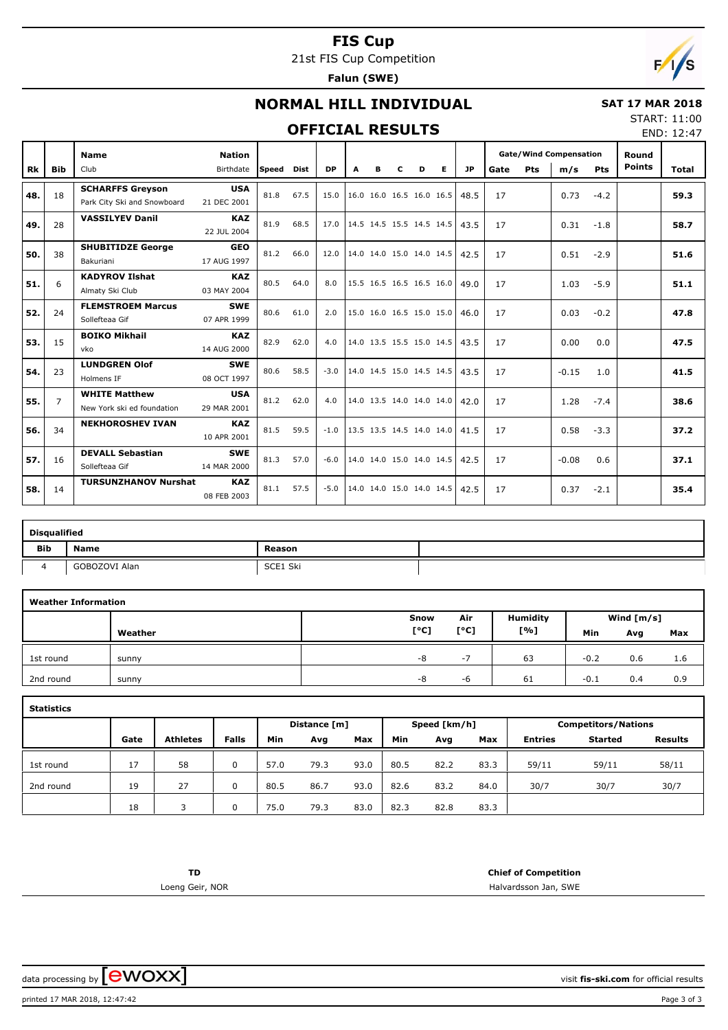# FIS Cup

21st FIS Cup Competition

**Falun (SWE)**

## NORMAL HILL INDIVIDUAL

**SAT 17 MAR 2018**

START: 11:00

END: 12:47

## OFFICIAL RESULTS

| Rk | Bib | Name / Club | Nation / Birthdate | Speed | Dist | DP | A | B | C | D | E | JP | Gate | Pts | m/s | Pts | Round Points | Total |
|---|---|---|---|---|---|---|---|---|---|---|---|---|---|---|---|---|---|---|
| 48. | 18 | **SCHARFFS Greyson** Park City Ski and Snowboard | **USA** 21 DEC 2001 | 81.8 | 67.5 | 15.0 | 16.0 | 16.0 | 16.5 | 16.0 | 16.5 | 48.5 | 17 | | 0.73 | -4.2 | | **59.3** |
| 49. | 28 | **VASSILYEV Danil** | **KAZ** 22 JUL 2004 | 81.9 | 68.5 | 17.0 | 14.5 | 14.5 | 15.5 | 14.5 | 14.5 | 43.5 | 17 | | 0.31 | -1.8 | | **58.7** |
| 50. | 38 | **SHUBITIDZE George** Bakuriani | **GEO** 17 AUG 1997 | 81.2 | 66.0 | 12.0 | 14.0 | 14.0 | 15.0 | 14.0 | 14.5 | 42.5 | 17 | | 0.51 | -2.9 | | **51.6** |
| 51. | 6 | **KADYROV Ilshat** Almaty Ski Club | **KAZ** 03 MAY 2004 | 80.5 | 64.0 | 8.0 | 15.5 | 16.5 | 16.5 | 16.5 | 16.0 | 49.0 | 17 | | 1.03 | -5.9 | | **51.1** |
| 52. | 24 | **FLEMSTROEM Marcus** Sollefteaa Gif | **SWE** 07 APR 1999 | 80.6 | 61.0 | 2.0 | 15.0 | 16.0 | 16.5 | 15.0 | 15.0 | 46.0 | 17 | | 0.03 | -0.2 | | **47.8** |
| 53. | 15 | **BOIKO Mikhail** vko | **KAZ** 14 AUG 2000 | 82.9 | 62.0 | 4.0 | 14.0 | 13.5 | 15.5 | 15.0 | 14.5 | 43.5 | 17 | | 0.00 | 0.0 | | **47.5** |
| 54. | 23 | **LUNDGREN Olof** Holmens IF | **SWE** 08 OCT 1997 | 80.6 | 58.5 | -3.0 | 14.0 | 14.5 | 15.0 | 14.5 | 14.5 | 43.5 | 17 | | -0.15 | 1.0 | | **41.5** |
| 55. | 7 | **WHITE Matthew** New York ski ed foundation | **USA** 29 MAR 2001 | 81.2 | 62.0 | 4.0 | 14.0 | 13.5 | 14.0 | 14.0 | 14.0 | 42.0 | 17 | | 1.28 | -7.4 | | **38.6** |
| 56. | 34 | **NEKHOROSHEV IVAN** | **KAZ** 10 APR 2001 | 81.5 | 59.5 | -1.0 | 13.5 | 13.5 | 14.5 | 14.0 | 14.0 | 41.5 | 17 | | 0.58 | -3.3 | | **37.2** |
| 57. | 16 | **DEVALL Sebastian** Sollefteaa Gif | **SWE** 14 MAR 2000 | 81.3 | 57.0 | -6.0 | 14.0 | 14.0 | 15.0 | 14.0 | 14.5 | 42.5 | 17 | | -0.08 | 0.6 | | **37.1** |
| 58. | 14 | **TURSUNZHANOV Nurshat** | **KAZ** 08 FEB 2003 | 81.1 | 57.5 | -5.0 | 14.0 | 14.0 | 15.0 | 14.0 | 14.5 | 42.5 | 17 | | 0.37 | -2.1 | | **35.4** |

### Disqualified

| Bib | Name | Reason |
|---|---|---|
| 4 | GOBOZOVI Alan | SCE1 Ski |

### Weather Information

| | Weather | Snow [°C] | Air [°C] | Humidity [%] | Wind [m/s] Min | Avg | Max |
|---|---|---|---|---|---|---|---|
| 1st round | sunny | -8 | -7 | 63 | -0.2 | 0.6 | 1.6 |
| 2nd round | sunny | -8 | -6 | 61 | -0.1 | 0.4 | 0.9 |

### Statistics

| | Gate | Athletes | Falls | Distance [m] Min | Avg | Max | Speed [km/h] Min | Avg | Max | Competitors/Nations Entries | Started | Results |
|---|---|---|---|---|---|---|---|---|---|---|---|---|
| 1st round | 17 | 58 | 0 | 57.0 | 79.3 | 93.0 | 80.5 | 82.2 | 83.3 | 59/11 | 59/11 | 58/11 |
| 2nd round | 19 | 27 | 0 | 80.5 | 86.7 | 93.0 | 82.6 | 83.2 | 84.0 | 30/7 | 30/7 | 30/7 |
| | 18 | 3 | 0 | 75.0 | 79.3 | 83.0 | 82.3 | 82.8 | 83.3 | | | |

**TD**
Loeng Geir, NOR

**Chief of Competition**
Halvardsson Jan, SWE

data processing by ewoxx — visit **fis-ski.com** for official results

printed 17 MAR 2018, 12:47:42